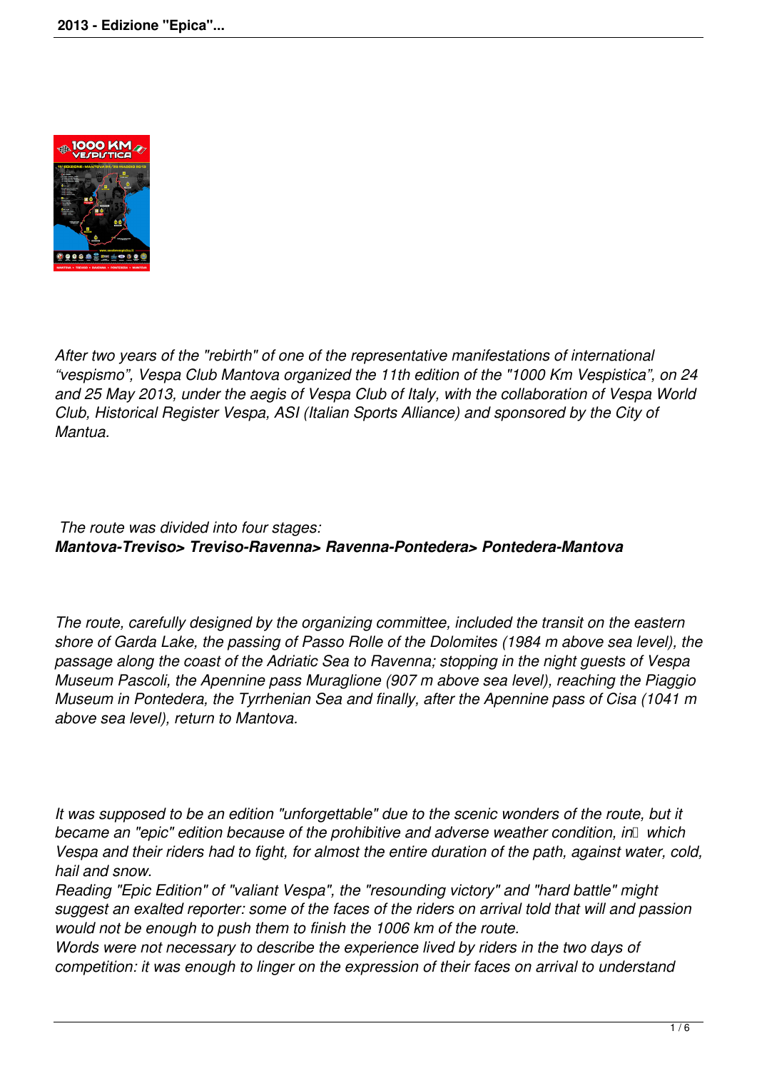*After two years of the "rebirth" of one of the representative manifestations of international "vespismo", Vespa Club Mantova organized the 11th edition of the "1000 Km Vespistica", on 24 and 25 May 2013, under the aegis of Vespa Club of Italy, with the collaboration of Vespa World Club, Historical Register Vespa, ASI (Italian Sports Alliance) and sponsored by the City of Mantua.*

*The route was divided into four stages:*
***Mantova-Treviso> Treviso-Ravenna> Ravenna-Pontedera> Pontedera-Mantova***

*The route, carefully designed by the organizing committee, included the transit on the eastern shore of Garda Lake, the passing of Passo Rolle of the Dolomites (1984 m above sea level), the passage along the coast of the Adriatic Sea to Ravenna; stopping in the night guests of Vespa Museum Pascoli, the Apennine pass Muraglione (907 m above sea level), reaching the Piaggio Museum in Pontedera, the Tyrrhenian Sea and finally, after the Apennine pass of Cisa (1041 m above sea level), return to Mantova.*

*It was supposed to be an edition "unforgettable" due to the scenic wonders of the route, but it became an "epic" edition because of the prohibitive and adverse weather condition, in which Vespa and their riders had to fight, for almost the entire duration of the path, against water, cold, hail and snow.*
*Reading "Epic Edition" of "valiant Vespa", the "resounding victory" and "hard battle" might suggest an exalted reporter: some of the faces of the riders on arrival told that will and passion would not be enough to push them to finish the 1006 km of the route.*
*Words were not necessary to describe the experience lived by riders in the two days of competition: it was enough to linger on the expression of their faces on arrival to understand*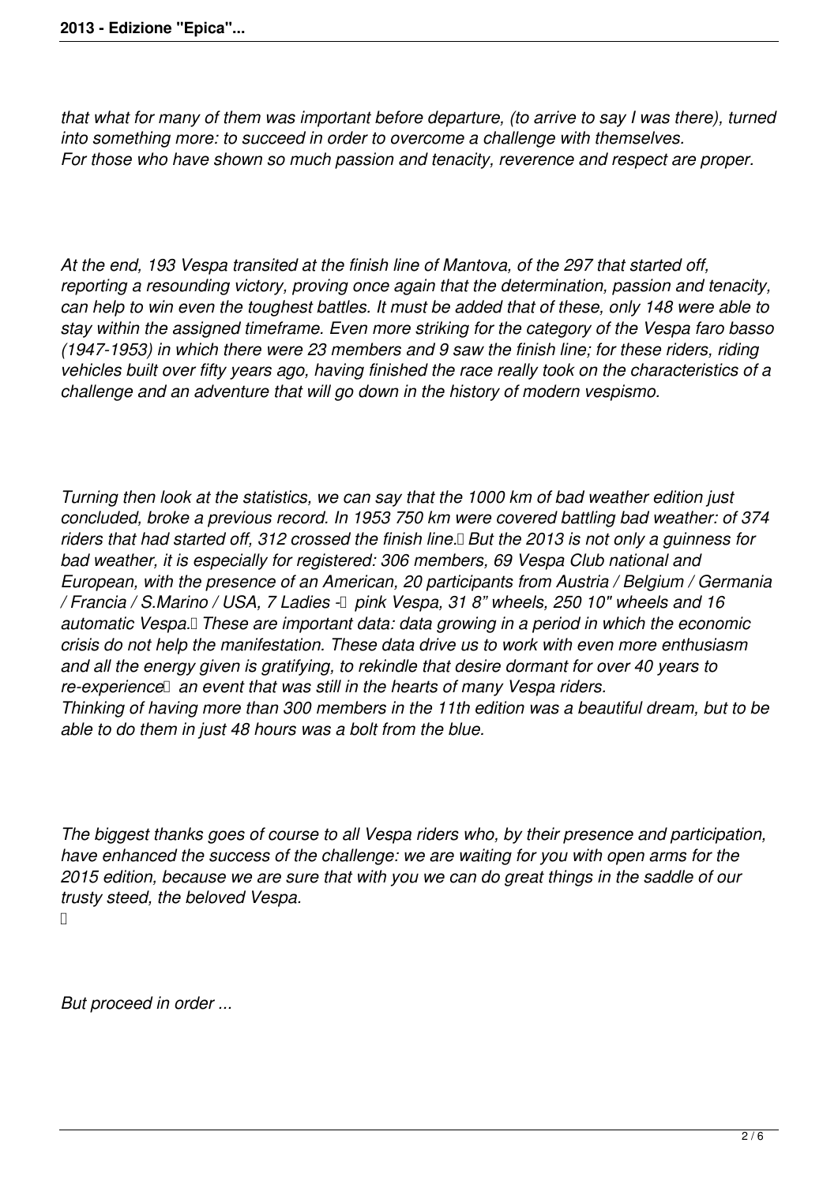*that what for many of them was important before departure, (to arrive to say I was there), turned into something more: to succeed in order to overcome a challenge with themselves.*
*For those who have shown so much passion and tenacity, reverence and respect are proper.*

*At the end, 193 Vespa transited at the finish line of Mantova, of the 297 that started off, reporting a resounding victory, proving once again that the determination, passion and tenacity, can help to win even the toughest battles. It must be added that of these, only 148 were able to stay within the assigned timeframe. Even more striking for the category of the Vespa faro basso (1947-1953) in which there were 23 members and 9 saw the finish line; for these riders, riding vehicles built over fifty years ago, having finished the race really took on the characteristics of a challenge and an adventure that will go down in the history of modern vespismo.*

*Turning then look at the statistics, we can say that the 1000 km of bad weather edition just concluded, broke a previous record. In 1953 750 km were covered battling bad weather: of 374 riders that had started off, 312 crossed the finish line. But the 2013 is not only a guinness for bad weather, it is especially for registered: 306 members, 69 Vespa Club national and European, with the presence of an American, 20 participants from Austria / Belgium / Germania / Francia / S.Marino / USA, 7 Ladies - pink Vespa, 31 8" wheels, 250 10" wheels and 16 automatic Vespa. These are important data: data growing in a period in which the economic crisis do not help the manifestation. These data drive us to work with even more enthusiasm and all the energy given is gratifying, to rekindle that desire dormant for over 40 years to re-experience an event that was still in the hearts of many Vespa riders.*
*Thinking of having more than 300 members in the 11th edition was a beautiful dream, but to be able to do them in just 48 hours was a bolt from the blue.*

*The biggest thanks goes of course to all Vespa riders who, by their presence and participation, have enhanced the success of the challenge: we are waiting for you with open arms for the 2015 edition, because we are sure that with you we can do great things in the saddle of our trusty steed, the beloved Vespa.*

*But proceed in order ...*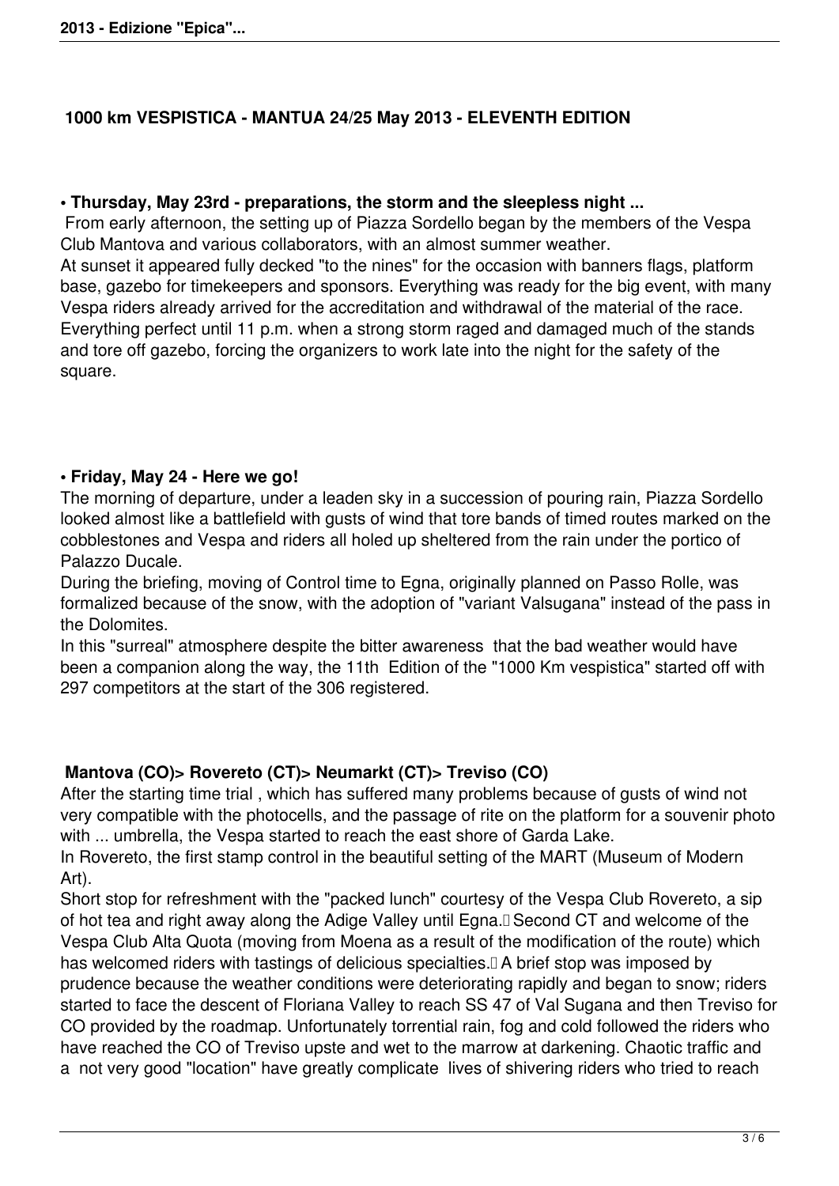## 1000 km VESPISTICA - MANTUA 24/25 May 2013 - ELEVENTH EDITION

### • Thursday, May 23rd - preparations, the storm and the sleepless night ...

From early afternoon, the setting up of Piazza Sordello began by the members of the Vespa Club Mantova and various collaborators, with an almost summer weather.
At sunset it appeared fully decked "to the nines" for the occasion with banners flags, platform base, gazebo for timekeepers and sponsors. Everything was ready for the big event, with many Vespa riders already arrived for the accreditation and withdrawal of the material of the race. Everything perfect until 11 p.m. when a strong storm raged and damaged much of the stands and tore off gazebo, forcing the organizers to work late into the night for the safety of the square.

### • Friday, May 24 - Here we go!

The morning of departure, under a leaden sky in a succession of pouring rain, Piazza Sordello looked almost like a battlefield with gusts of wind that tore bands of timed routes marked on the cobblestones and Vespa and riders all holed up sheltered from the rain under the portico of Palazzo Ducale.
During the briefing, moving of Control time to Egna, originally planned on Passo Rolle, was formalized because of the snow, with the adoption of "variant Valsugana" instead of the pass in the Dolomites.
In this "surreal" atmosphere despite the bitter awareness that the bad weather would have been a companion along the way, the 11th Edition of the "1000 Km vespistica" started off with 297 competitors at the start of the 306 registered.

### Mantova (CO)> Rovereto (CT)> Neumarkt (CT)> Treviso (CO)

After the starting time trial , which has suffered many problems because of gusts of wind not very compatible with the photocells, and the passage of rite on the platform for a souvenir photo with ... umbrella, the Vespa started to reach the east shore of Garda Lake.
In Rovereto, the first stamp control in the beautiful setting of the MART (Museum of Modern Art).
Short stop for refreshment with the "packed lunch" courtesy of the Vespa Club Rovereto, a sip of hot tea and right away along the Adige Valley until Egna. Second CT and welcome of the Vespa Club Alta Quota (moving from Moena as a result of the modification of the route) which has welcomed riders with tastings of delicious specialties. A brief stop was imposed by prudence because the weather conditions were deteriorating rapidly and began to snow; riders started to face the descent of Floriana Valley to reach SS 47 of Val Sugana and then Treviso for CO provided by the roadmap. Unfortunately torrential rain, fog and cold followed the riders who have reached the CO of Treviso upste and wet to the marrow at darkening. Chaotic traffic and a not very good "location" have greatly complicate lives of shivering riders who tried to reach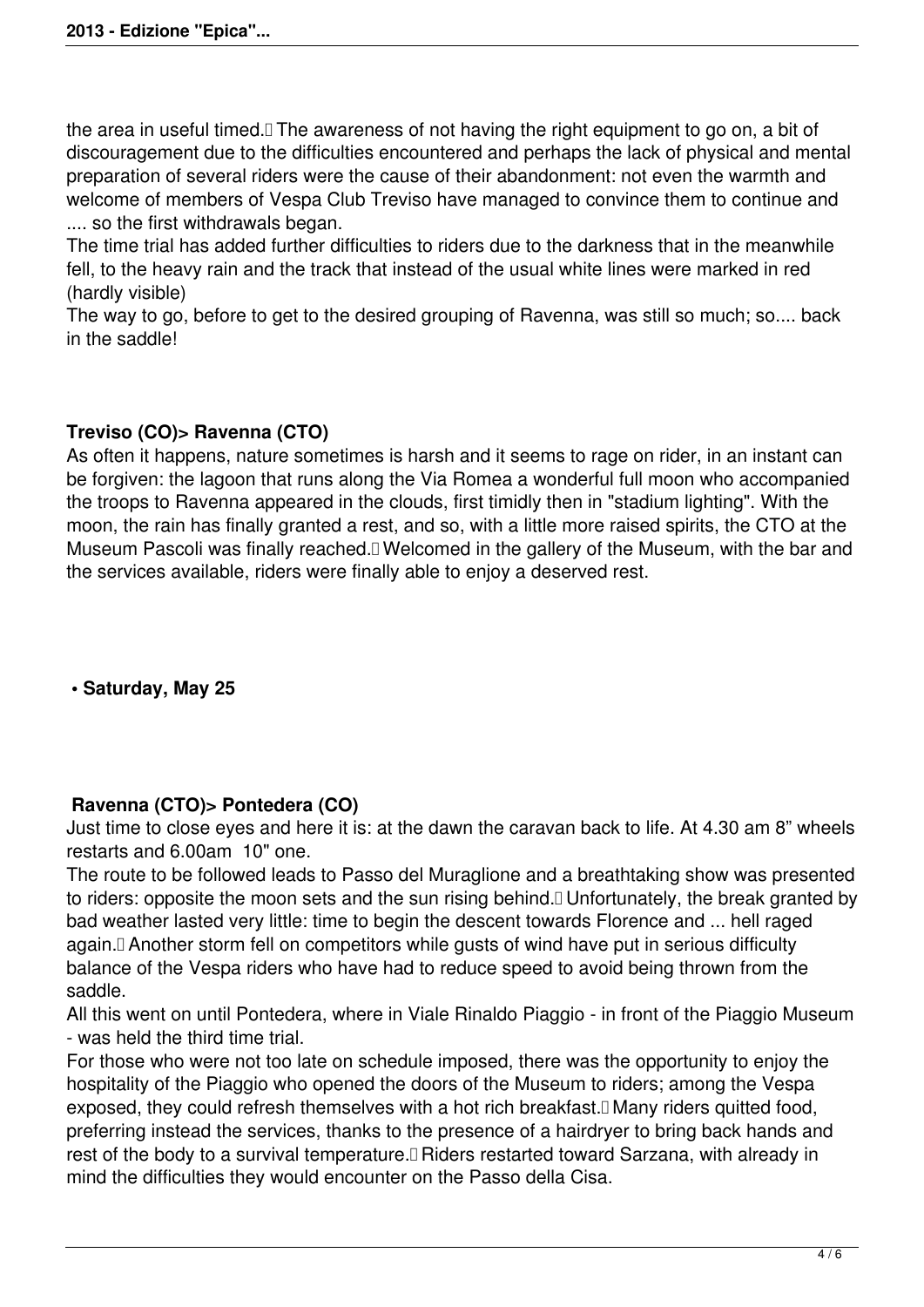the area in useful timed. The awareness of not having the right equipment to go on, a bit of discouragement due to the difficulties encountered and perhaps the lack of physical and mental preparation of several riders were the cause of their abandonment: not even the warmth and welcome of members of Vespa Club Treviso have managed to convince them to continue and .... so the first withdrawals began.

The time trial has added further difficulties to riders due to the darkness that in the meanwhile fell, to the heavy rain and the track that instead of the usual white lines were marked in red (hardly visible)

The way to go, before to get to the desired grouping of Ravenna, was still so much; so.... back in the saddle!

**Treviso (CO)> Ravenna (CTO)**

As often it happens, nature sometimes is harsh and it seems to rage on rider, in an instant can be forgiven: the lagoon that runs along the Via Romea a wonderful full moon who accompanied the troops to Ravenna appeared in the clouds, first timidly then in "stadium lighting". With the moon, the rain has finally granted a rest, and so, with a little more raised spirits, the CTO at the Museum Pascoli was finally reached. Welcomed in the gallery of the Museum, with the bar and the services available, riders were finally able to enjoy a deserved rest.

- **Saturday, May 25**

**Ravenna (CTO)> Pontedera (CO)**

Just time to close eyes and here it is: at the dawn the caravan back to life. At 4.30 am 8" wheels restarts and 6.00am 10" one.

The route to be followed leads to Passo del Muraglione and a breathtaking show was presented to riders: opposite the moon sets and the sun rising behind. Unfortunately, the break granted by bad weather lasted very little: time to begin the descent towards Florence and ... hell raged again. Another storm fell on competitors while gusts of wind have put in serious difficulty balance of the Vespa riders who have had to reduce speed to avoid being thrown from the saddle.

All this went on until Pontedera, where in Viale Rinaldo Piaggio - in front of the Piaggio Museum - was held the third time trial.

For those who were not too late on schedule imposed, there was the opportunity to enjoy the hospitality of the Piaggio who opened the doors of the Museum to riders; among the Vespa exposed, they could refresh themselves with a hot rich breakfast. Many riders quitted food, preferring instead the services, thanks to the presence of a hairdryer to bring back hands and rest of the body to a survival temperature. Riders restarted toward Sarzana, with already in mind the difficulties they would encounter on the Passo della Cisa.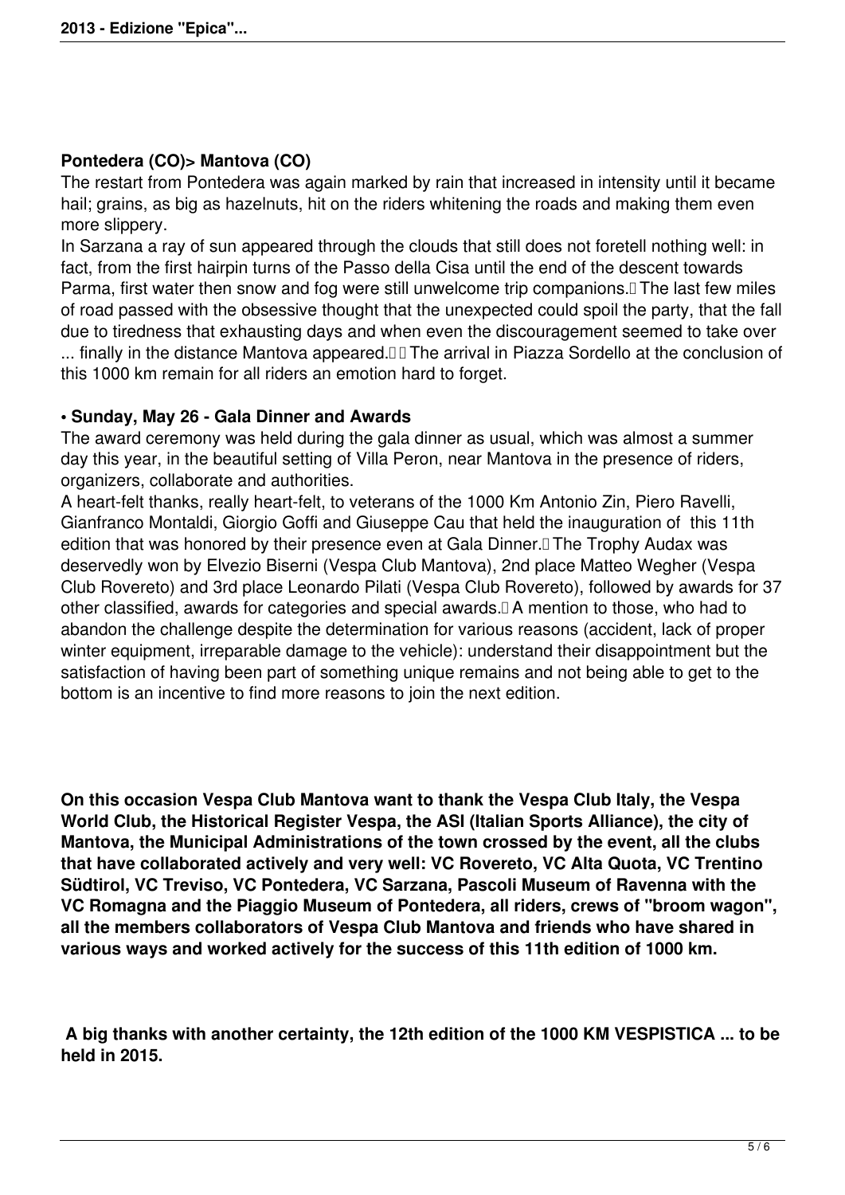**Pontedera (CO)> Mantova (CO)**

The restart from Pontedera was again marked by rain that increased in intensity until it became hail; grains, as big as hazelnuts, hit on the riders whitening the roads and making them even more slippery.

In Sarzana a ray of sun appeared through the clouds that still does not foretell nothing well: in fact, from the first hairpin turns of the Passo della Cisa until the end of the descent towards Parma, first water then snow and fog were still unwelcome trip companions. The last few miles of road passed with the obsessive thought that the unexpected could spoil the party, that the fall due to tiredness that exhausting days and when even the discouragement seemed to take over ... finally in the distance Mantova appeared. The arrival in Piazza Sordello at the conclusion of this 1000 km remain for all riders an emotion hard to forget.

**• Sunday, May 26 - Gala Dinner and Awards**

The award ceremony was held during the gala dinner as usual, which was almost a summer day this year, in the beautiful setting of Villa Peron, near Mantova in the presence of riders, organizers, collaborate and authorities.

A heart-felt thanks, really heart-felt, to veterans of the 1000 Km Antonio Zin, Piero Ravelli, Gianfranco Montaldi, Giorgio Goffi and Giuseppe Cau that held the inauguration of this 11th edition that was honored by their presence even at Gala Dinner. The Trophy Audax was deservedly won by Elvezio Biserni (Vespa Club Mantova), 2nd place Matteo Wegher (Vespa Club Rovereto) and 3rd place Leonardo Pilati (Vespa Club Rovereto), followed by awards for 37 other classified, awards for categories and special awards. A mention to those, who had to abandon the challenge despite the determination for various reasons (accident, lack of proper winter equipment, irreparable damage to the vehicle): understand their disappointment but the satisfaction of having been part of something unique remains and not being able to get to the bottom is an incentive to find more reasons to join the next edition.

**On this occasion Vespa Club Mantova want to thank the Vespa Club Italy, the Vespa World Club, the Historical Register Vespa, the ASI (Italian Sports Alliance), the city of Mantova, the Municipal Administrations of the town crossed by the event, all the clubs that have collaborated actively and very well: VC Rovereto, VC Alta Quota, VC Trentino Südtirol, VC Treviso, VC Pontedera, VC Sarzana, Pascoli Museum of Ravenna with the VC Romagna and the Piaggio Museum of Pontedera, all riders, crews of "broom wagon", all the members collaborators of Vespa Club Mantova and friends who have shared in various ways and worked actively for the success of this 11th edition of 1000 km.**

**A big thanks with another certainty, the 12th edition of the 1000 KM VESPISTICA ... to be held in 2015.**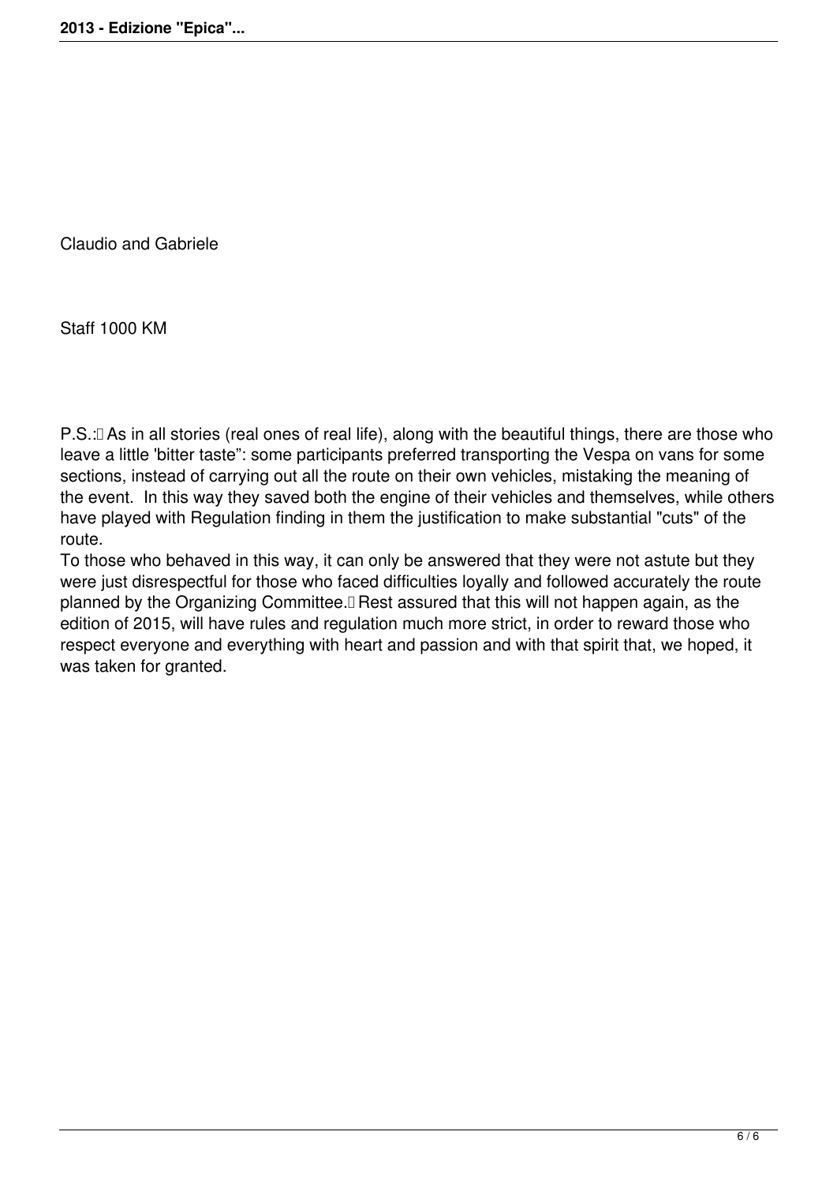Claudio and Gabriele

Staff 1000 KM

P.S.: As in all stories (real ones of real life), along with the beautiful things, there are those who leave a little 'bitter taste": some participants preferred transporting the Vespa on vans for some sections, instead of carrying out all the route on their own vehicles, mistaking the meaning of the event. In this way they saved both the engine of their vehicles and themselves, while others have played with Regulation finding in them the justification to make substantial "cuts" of the route.
To those who behaved in this way, it can only be answered that they were not astute but they were just disrespectful for those who faced difficulties loyally and followed accurately the route planned by the Organizing Committee. Rest assured that this will not happen again, as the edition of 2015, will have rules and regulation much more strict, in order to reward those who respect everyone and everything with heart and passion and with that spirit that, we hoped, it was taken for granted.